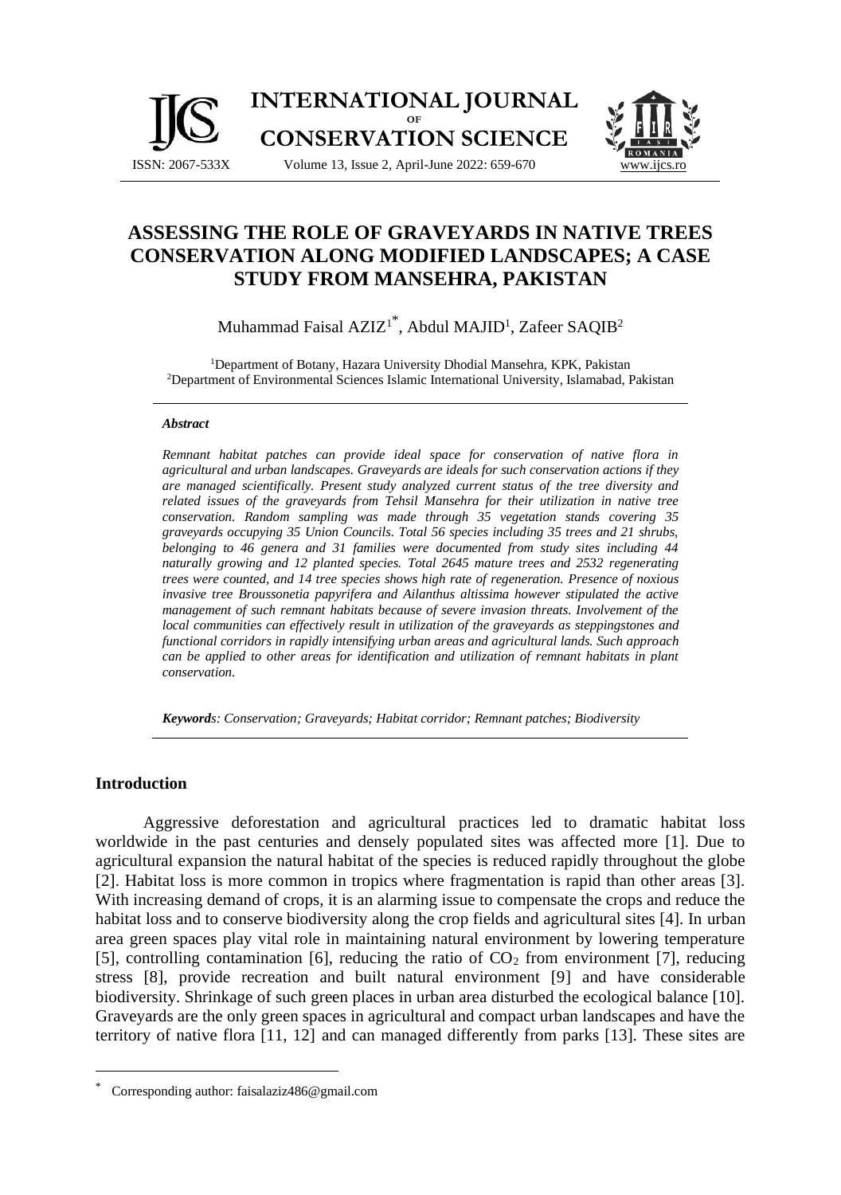# ASSESSING THE ROLE OF GRAVEYARDS IN NATIVE TREES CONSERVATION ALONG MODIFIED LANDSCAPES; A CASE STUDY FROM MANSEHRA, PAKISTAN

Muhammad Faisal AZIZ[1*], Abdul MAJID[1], Zafeer SAQIB[2]

[1]Department of Botany, Hazara University Dhodial Mansehra, KPK, Pakistan
[2]Department of Environmental Sciences Islamic International University, Islamabad, Pakistan

***Abstract***

*Remnant habitat patches can provide ideal space for conservation of native flora in agricultural and urban landscapes. Graveyards are ideals for such conservation actions if they are managed scientifically. Present study analyzed current status of the tree diversity and related issues of the graveyards from Tehsil Mansehra for their utilization in native tree conservation. Random sampling was made through 35 vegetation stands covering 35 graveyards occupying 35 Union Councils. Total 56 species including 35 trees and 21 shrubs, belonging to 46 genera and 31 families were documented from study sites including 44 naturally growing and 12 planted species. Total 2645 mature trees and 2532 regenerating trees were counted, and 14 tree species shows high rate of regeneration. Presence of noxious invasive tree Broussonetia papyrifera and Ailanthus altissima however stipulated the active management of such remnant habitats because of severe invasion threats. Involvement of the local communities can effectively result in utilization of the graveyards as steppingstones and functional corridors in rapidly intensifying urban areas and agricultural lands. Such approach can be applied to other areas for identification and utilization of remnant habitats in plant conservation.*

***Keywords**: Conservation; Graveyards; Habitat corridor; Remnant patches; Biodiversity*

## Introduction

Aggressive deforestation and agricultural practices led to dramatic habitat loss worldwide in the past centuries and densely populated sites was affected more [1]. Due to agricultural expansion the natural habitat of the species is reduced rapidly throughout the globe [2]. Habitat loss is more common in tropics where fragmentation is rapid than other areas [3]. With increasing demand of crops, it is an alarming issue to compensate the crops and reduce the habitat loss and to conserve biodiversity along the crop fields and agricultural sites [4]. In urban area green spaces play vital role in maintaining natural environment by lowering temperature [5], controlling contamination [6], reducing the ratio of $CO_2$ from environment [7], reducing stress [8], provide recreation and built natural environment [9] and have considerable biodiversity. Shrinkage of such green places in urban area disturbed the ecological balance [10]. Graveyards are the only green spaces in agricultural and compact urban landscapes and have the territory of native flora [11, 12] and can managed differently from parks [13]. These sites are

---

* Corresponding author: faisalaziz486@gmail.com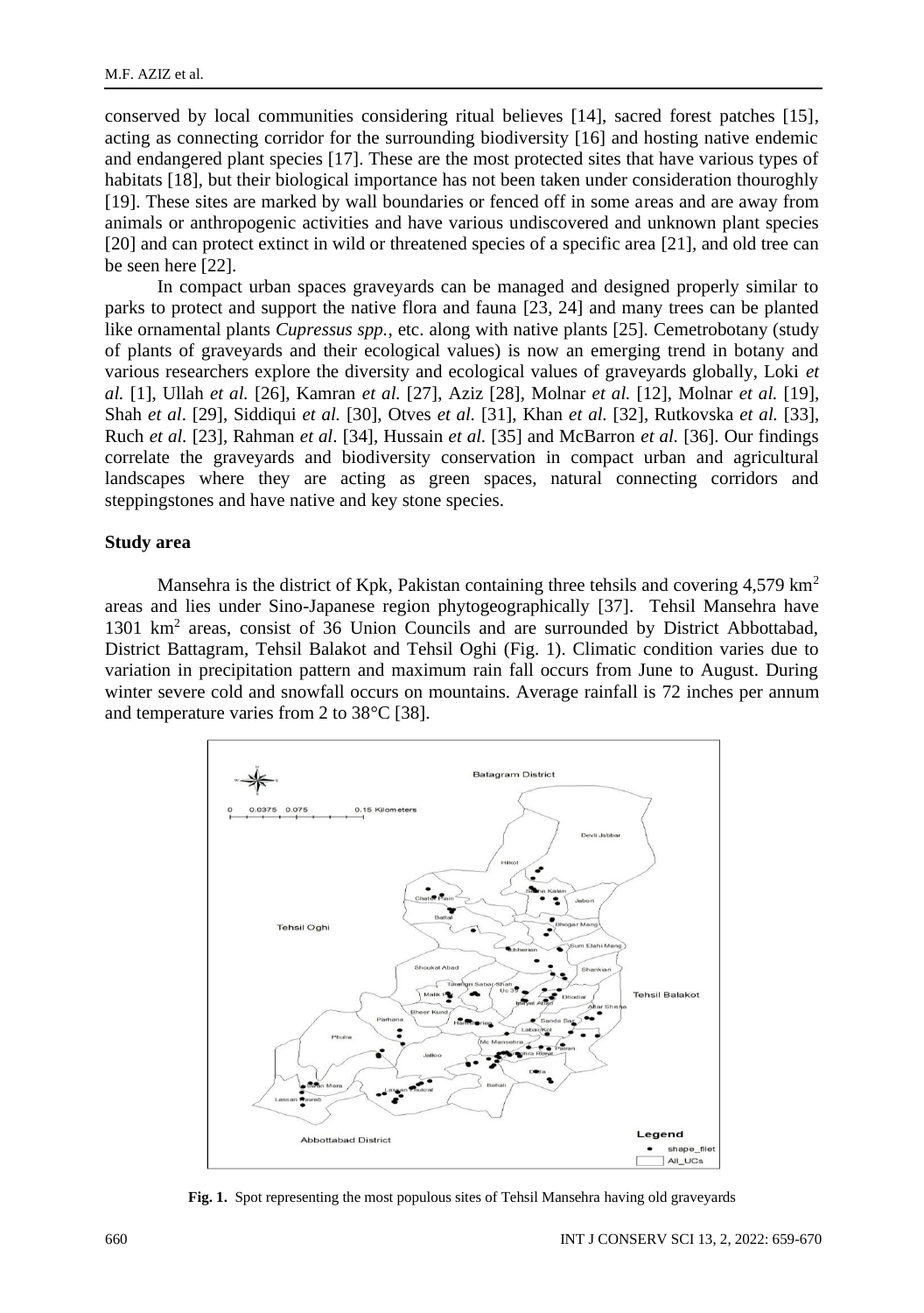conserved by local communities considering ritual believes [14], sacred forest patches [15], acting as connecting corridor for the surrounding biodiversity [16] and hosting native endemic and endangered plant species [17]. These are the most protected sites that have various types of habitats [18], but their biological importance has not been taken under consideration thouroghly [19]. These sites are marked by wall boundaries or fenced off in some areas and are away from animals or anthropogenic activities and have various undiscovered and unknown plant species [20] and can protect extinct in wild or threatened species of a specific area [21], and old tree can be seen here [22].

In compact urban spaces graveyards can be managed and designed properly similar to parks to protect and support the native flora and fauna [23, 24] and many trees can be planted like ornamental plants *Cupressus spp.*, etc. along with native plants [25]. Cemetrobotany (study of plants of graveyards and their ecological values) is now an emerging trend in botany and various researchers explore the diversity and ecological values of graveyards globally, Loki *et al.* [1], Ullah *et al.* [26], Kamran *et al.* [27], Aziz [28], Molnar *et al.* [12], Molnar *et al.* [19], Shah *et al*. [29], Siddiqui *et al.* [30], Otves *et al.* [31], Khan *et al.* [32], Rutkovska *et al.* [33], Ruch *et al*. [23], Rahman *et al*. [34], Hussain *et al.* [35] and McBarron *et al.* [36]. Our findings correlate the graveyards and biodiversity conservation in compact urban and agricultural landscapes where they are acting as green spaces, natural connecting corridors and steppingstones and have native and key stone species.

## Study area

Mansehra is the district of Kpk, Pakistan containing three tehsils and covering 4,579 km$^2$ areas and lies under Sino-Japanese region phytogeographically [37]. Tehsil Mansehra have 1301 km$^2$ areas, consist of 36 Union Councils and are surrounded by District Abbottabad, District Battagram, Tehsil Balakot and Tehsil Oghi (Fig. 1). Climatic condition varies due to variation in precipitation pattern and maximum rain fall occurs from June to August. During winter severe cold and snowfall occurs on mountains. Average rainfall is 72 inches per annum and temperature varies from 2 to 38°C [38].

**Fig. 1.** Spot representing the most populous sites of Tehsil Mansehra having old graveyards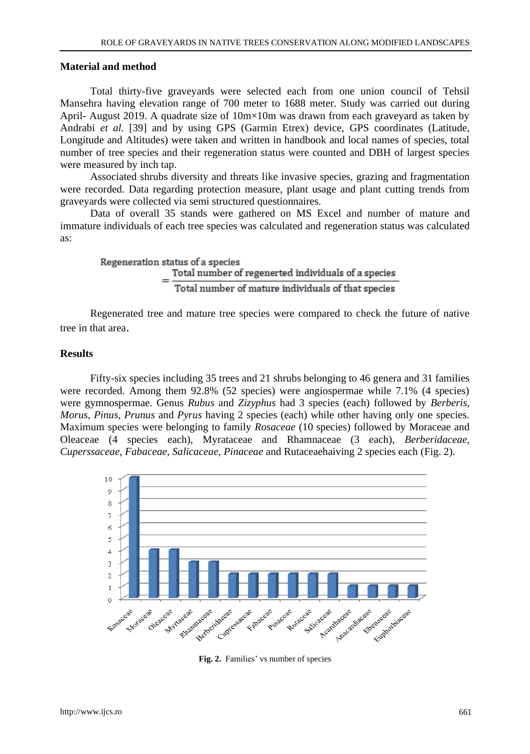## Material and method

Total thirty-five graveyards were selected each from one union council of Tehsil Mansehra having elevation range of 700 meter to 1688 meter. Study was carried out during April- August 2019. A quadrate size of 10m×10m was drawn from each graveyard as taken by Andrabi *et al.* [39] and by using GPS (Garmin Etrex) device, GPS coordinates (Latitude, Longitude and Altitudes) were taken and written in handbook and local names of species, total number of tree species and their regeneration status were counted and DBH of largest species were measured by inch tap.

Associated shrubs diversity and threats like invasive species, grazing and fragmentation were recorded. Data regarding protection measure, plant usage and plant cutting trends from graveyards were collected via semi structured questionnaires.

Data of overall 35 stands were gathered on MS Excel and number of mature and immature individuals of each tree species was calculated and regeneration status was calculated as:

$$\text{Regeneration status of a species} = \frac{\text{Total number of regenerted individuals of a species}}{\text{Total number of mature individuals of that species}}$$

Regenerated tree and mature tree species were compared to check the future of native tree in that area.

## Results

Fifty-six species including 35 trees and 21 shrubs belonging to 46 genera and 31 families were recorded. Among them 92.8% (52 species) were angiospermae while 7.1% (4 species) were gymnospermae. Genus *Rubus* and *Zizyphus* had 3 species (each) followed by *Berberis*, *Morus*, *Pinus*, *Prunus* and *Pyrus* having 2 species (each) while other having only one species. Maximum species were belonging to family *Rosaceae* (10 species) followed by Moraceae and Oleaceae (4 species each), Myrataceae and Rhamnaceae (3 each), *Berberidaceae*, *Cuperssaceae*, *Fabaceae*, *Salicaceae*, *Pinaceae* and Rutaceaehaiving 2 species each (Fig. 2).

| Family | Number of species |
|---|---|
| Rosaceae | 10 |
| Moraceae | 4 |
| Oleaceae | 4 |
| Myrtaceae | 3 |
| Rhamnaceae | 3 |
| Berberidaceae | 2 |
| Cupressaceae | 2 |
| Fabaceae | 2 |
| Pinaceae | 2 |
| Rutaceae | 2 |
| Salicaceae | 2 |
| Acanthaceae | 1 |
| Anacardiaceae | 1 |
| Ebenaceae | 1 |
| Euphorbiaceae | 1 |

**Fig. 2.** Families' vs number of species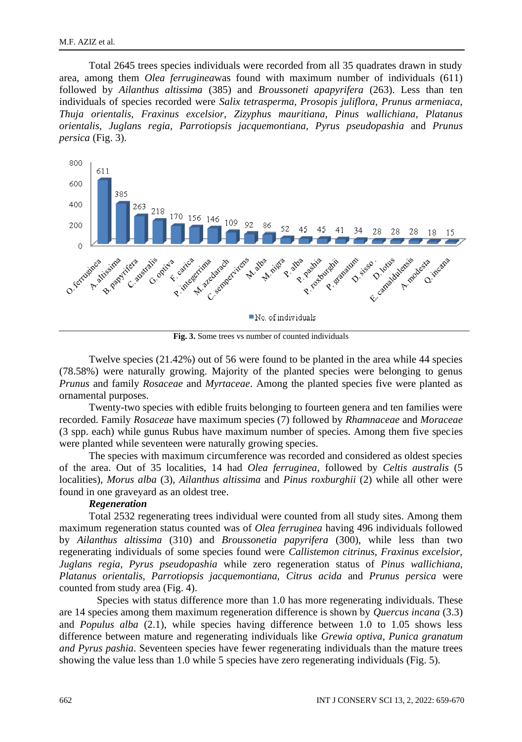Total 2645 trees species individuals were recorded from all 35 quadrates drawn in study area, among them *Olea ferruginea*was found with maximum number of individuals (611) followed by *Ailanthus altissima* (385) and *Broussoneti apapyrifera* (263). Less than ten individuals of species recorded were *Salix tetrasperma, Prosopis juliflora, Prunus armeniaca, Thuja orientalis, Fraxinus excelsior, Zizyphus mauritiana, Pinus wallichiana, Platanus orientalis, Juglans regia, Parrotiopsis jacquemontiana, Pyrus pseudopashia* and *Prunus persica* (Fig. 3).

**Fig. 3.** Some trees vs number of counted individuals

Twelve species (21.42%) out of 56 were found to be planted in the area while 44 species (78.58%) were naturally growing. Majority of the planted species were belonging to genus *Prunus* and family *Rosaceae* and *Myrtaceae*. Among the planted species five were planted as ornamental purposes.

Twenty-two species with edible fruits belonging to fourteen genera and ten families were recorded. Family *Rosaceae* have maximum species (7) followed by *Rhamnaceae* and *Moraceae* (3 spp. each) while gunus Rubus have maximum number of species. Among them five species were planted while seventeen were naturally growing species.

The species with maximum circumference was recorded and considered as oldest species of the area. Out of 35 localities, 14 had *Olea ferruginea*, followed by *Celtis australis* (5 localities), *Morus alba* (3), *Ailanthus altissima* and *Pinus roxburghii* (2) while all other were found in one graveyard as an oldest tree.

***Regeneration***

Total 2532 regenerating trees individual were counted from all study sites. Among them maximum regeneration status counted was of *Olea ferruginea* having 496 individuals followed by *Ailanthus altissima* (310) and *Broussonetia papyrifera* (300), while less than two regenerating individuals of some species found were *Callistemon citrinus, Fraxinus excelsior, Juglans regia, Pyrus pseudopashia* while zero regeneration status of *Pinus wallichiana, Platanus orientalis, Parrotiopsis jacquemontiana, Citrus acida* and *Prunus persica* were counted from study area (Fig. 4).

Species with status difference more than 1.0 has more regenerating individuals. These are 14 species among them maximum regeneration difference is shown by *Quercus incana* (3.3) and *Populus alba* (2.1), while species having difference between 1.0 to 1.05 shows less difference between mature and regenerating individuals like *Grewia optiva, Punica granatum and Pyrus pashia*. Seventeen species have fewer regenerating individuals than the mature trees showing the value less than 1.0 while 5 species have zero regenerating individuals (Fig. 5).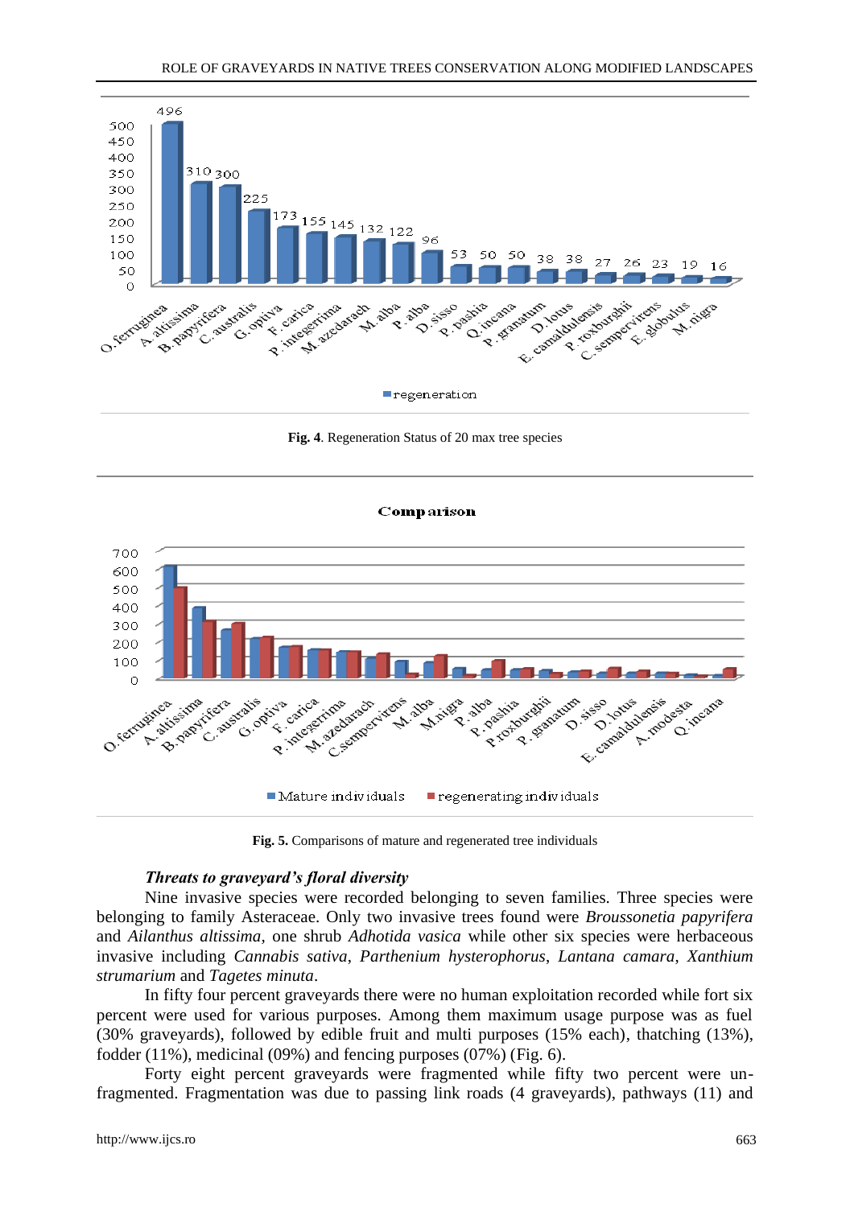**Fig. 4**. Regeneration Status of 20 max tree species

**Fig. 5.** Comparisons of mature and regenerated tree individuals

### *Threats to graveyard's floral diversity*

Nine invasive species were recorded belonging to seven families. Three species were belonging to family Asteraceae. Only two invasive trees found were *Broussonetia papyrifera* and *Ailanthus altissima*, one shrub *Adhotida vasica* while other six species were herbaceous invasive including *Cannabis sativa*, *Parthenium hysterophorus*, *Lantana camara*, *Xanthium strumarium* and *Tagetes minuta*.

In fifty four percent graveyards there were no human exploitation recorded while fort six percent were used for various purposes. Among them maximum usage purpose was as fuel (30% graveyards), followed by edible fruit and multi purposes (15% each), thatching (13%), fodder (11%), medicinal (09%) and fencing purposes (07%) (Fig. 6).

Forty eight percent graveyards were fragmented while fifty two percent were un-fragmented. Fragmentation was due to passing link roads (4 graveyards), pathways (11) and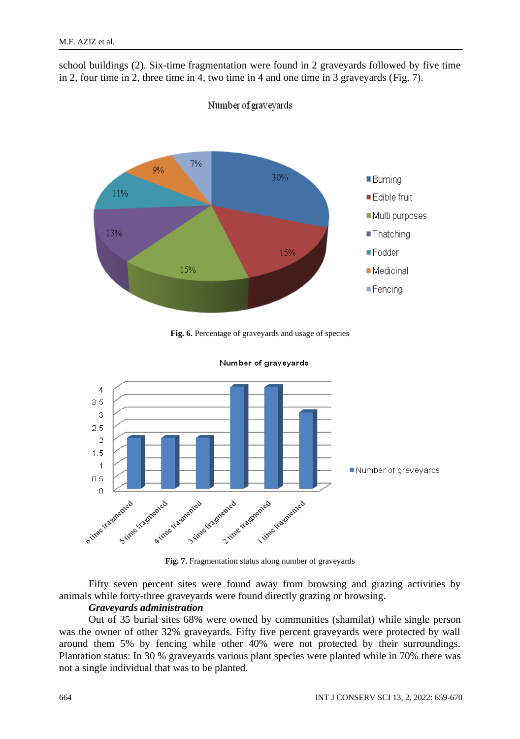school buildings (2). Six-time fragmentation were found in 2 graveyards followed by five time in 2, four time in 2, three time in 4, two time in 4 and one time in 3 graveyards (Fig. 7).

**Fig. 6.** Percentage of graveyards and usage of species

**Fig. 7.** Fragmentation status along number of graveyards

Fifty seven percent sites were found away from browsing and grazing activities by animals while forty-three graveyards were found directly grazing or browsing.

***Graveyards administration***

Out of 35 burial sites 68% were owned by communities (shamilat) while single person was the owner of other 32% graveyards. Fifty five percent graveyards were protected by wall around them 5% by fencing while other 40% were not protected by their surroundings. Plantation status: In 30 % graveyards various plant species were planted while in 70% there was not a single individual that was to be planted.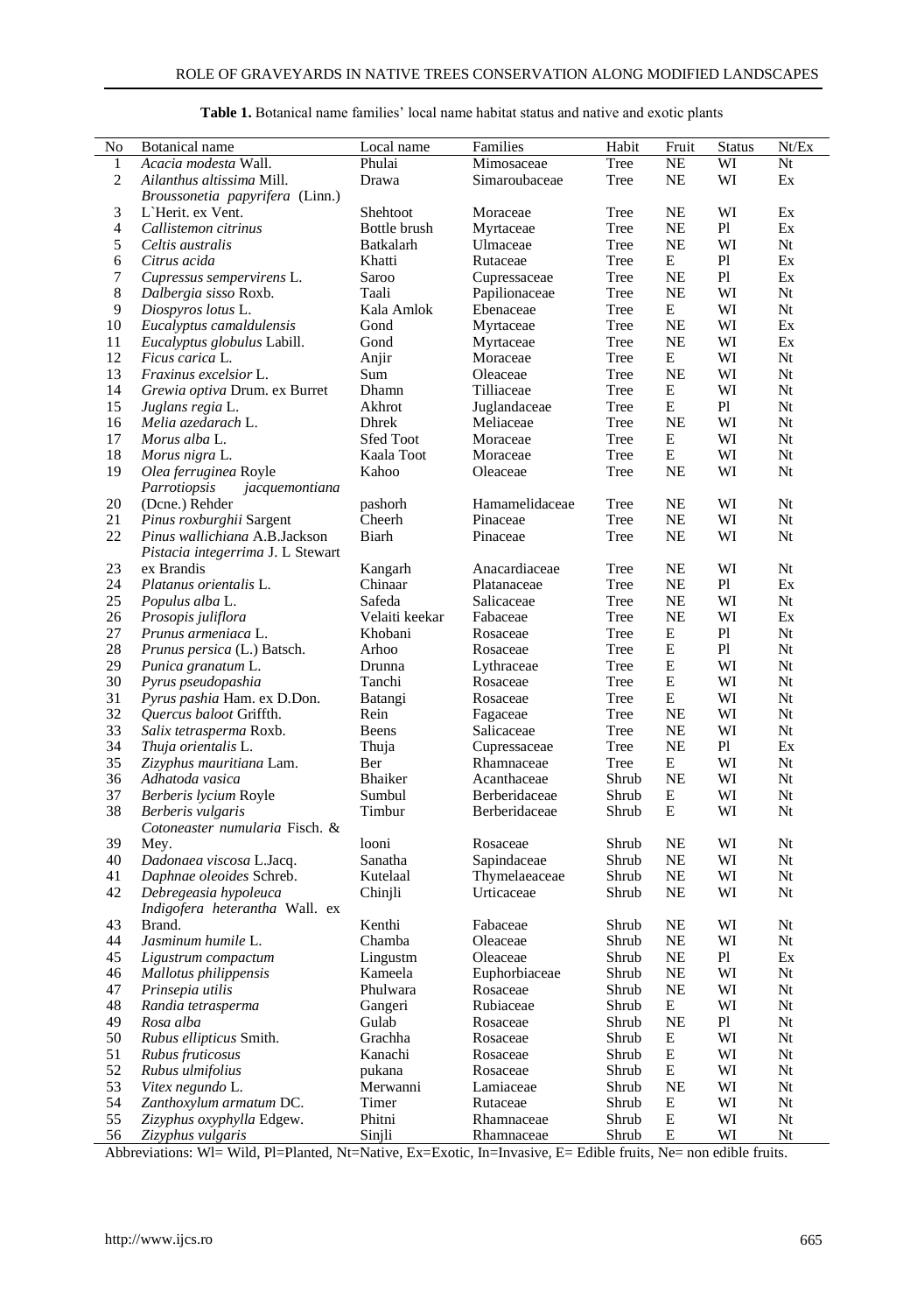**Table 1.** Botanical name families' local name habitat status and native and exotic plants

| No | Botanical name | Local name | Families | Habit | Fruit | Status | Nt/Ex |
|---|---|---|---|---|---|---|---|
| 1 | *Acacia modesta* Wall. | Phulai | Mimosaceae | Tree | NE | WI | Nt |
| 2 | *Ailanthus altissima* Mill. | Drawa | Simaroubaceae | Tree | NE | WI | Ex |
| 3 | *Broussonetia papyrifera* (Linn.) L`Herit. ex Vent. | Shehtoot | Moraceae | Tree | NE | WI | Ex |
| 4 | *Callistemon citrinus* | Bottle brush | Myrtaceae | Tree | NE | Pl | Ex |
| 5 | *Celtis australis* | Batkalarh | Ulmaceae | Tree | NE | WI | Nt |
| 6 | *Citrus acida* | Khatti | Rutaceae | Tree | E | Pl | Ex |
| 7 | *Cupressus sempervirens* L. | Saroo | Cupressaceae | Tree | NE | Pl | Ex |
| 8 | *Dalbergia sisso* Roxb. | Taali | Papilionaceae | Tree | NE | WI | Nt |
| 9 | *Diospyros lotus* L. | Kala Amlok | Ebenaceae | Tree | E | WI | Nt |
| 10 | *Eucalyptus camaldulensis* | Gond | Myrtaceae | Tree | NE | WI | Ex |
| 11 | *Eucalyptus globulus* Labill. | Gond | Myrtaceae | Tree | NE | WI | Ex |
| 12 | *Ficus carica* L. | Anjir | Moraceae | Tree | E | WI | Nt |
| 13 | *Fraxinus excelsior* L. | Sum | Oleaceae | Tree | NE | WI | Nt |
| 14 | *Grewia optiva* Drum. ex Burret | Dhamn | Tilliaceae | Tree | E | WI | Nt |
| 15 | *Juglans regia* L. | Akhrot | Juglandaceae | Tree | E | Pl | Nt |
| 16 | *Melia azedarach* L. | Dhrek | Meliaceae | Tree | NE | WI | Nt |
| 17 | *Morus alba* L. | Sfed Toot | Moraceae | Tree | E | WI | Nt |
| 18 | *Morus nigra* L. | Kaala Toot | Moraceae | Tree | E | WI | Nt |
| 19 | *Olea ferruginea* Royle | Kahoo | Oleaceae | Tree | NE | WI | Nt |
| 20 | *Parrotiopsis jacquemontiana* (Dcne.) Rehder | pashorh | Hamamelidaceae | Tree | NE | WI | Nt |
| 21 | *Pinus roxburghii* Sargent | Cheerh | Pinaceae | Tree | NE | WI | Nt |
| 22 | *Pinus wallichiana* A.B.Jackson | Biarh | Pinaceae | Tree | NE | WI | Nt |
| 23 | *Pistacia integerrima* J. L Stewart ex Brandis | Kangarh | Anacardiaceae | Tree | NE | WI | Nt |
| 24 | *Platanus orientalis* L. | Chinaar | Platanaceae | Tree | NE | Pl | Ex |
| 25 | *Populus alba* L. | Safeda | Salicaceae | Tree | NE | WI | Nt |
| 26 | *Prosopis juliflora* | Velaiti keekar | Fabaceae | Tree | NE | WI | Ex |
| 27 | *Prunus armeniaca* L. | Khobani | Rosaceae | Tree | E | Pl | Nt |
| 28 | *Prunus persica* (L.) Batsch. | Arhoo | Rosaceae | Tree | E | Pl | Nt |
| 29 | *Punica granatum* L. | Drunna | Lythraceae | Tree | E | WI | Nt |
| 30 | *Pyrus pseudopashia* | Tanchi | Rosaceae | Tree | E | WI | Nt |
| 31 | *Pyrus pashia* Ham. ex D.Don. | Batangi | Rosaceae | Tree | E | WI | Nt |
| 32 | *Quercus baloot* Griffth. | Rein | Fagaceae | Tree | NE | WI | Nt |
| 33 | *Salix tetrasperma* Roxb. | Beens | Salicaceae | Tree | NE | WI | Nt |
| 34 | *Thuja orientalis* L. | Thuja | Cupressaceae | Tree | NE | Pl | Ex |
| 35 | *Zizyphus mauritiana* Lam. | Ber | Rhamnaceae | Tree | E | WI | Nt |
| 36 | *Adhatoda vasica* | Bhaiker | Acanthaceae | Shrub | NE | WI | Nt |
| 37 | *Berberis lycium* Royle | Sumbul | Berberidaceae | Shrub | E | WI | Nt |
| 38 | *Berberis vulgaris* | Timbur | Berberidaceae | Shrub | E | WI | Nt |
| 39 | *Cotoneaster numularia* Fisch. & Mey. | looni | Rosaceae | Shrub | NE | WI | Nt |
| 40 | *Dadonaea viscosa* L.Jacq. | Sanatha | Sapindaceae | Shrub | NE | WI | Nt |
| 41 | *Daphnae oleoides* Schreb. | Kutelaal | Thymelaeaceae | Shrub | NE | WI | Nt |
| 42 | *Debregeasia hypoleuca* | Chinjli | Urticaceae | Shrub | NE | WI | Nt |
| 43 | *Indigofera heterantha* Wall. ex Brand. | Kenthi | Fabaceae | Shrub | NE | WI | Nt |
| 44 | *Jasminum humile* L. | Chamba | Oleaceae | Shrub | NE | WI | Nt |
| 45 | *Ligustrum compactum* | Lingustm | Oleaceae | Shrub | NE | Pl | Ex |
| 46 | *Mallotus philippensis* | Kameela | Euphorbiaceae | Shrub | NE | WI | Nt |
| 47 | *Prinsepia utilis* | Phulwara | Rosaceae | Shrub | NE | WI | Nt |
| 48 | *Randia tetrasperma* | Gangeri | Rubiaceae | Shrub | E | WI | Nt |
| 49 | *Rosa alba* | Gulab | Rosaceae | Shrub | NE | Pl | Nt |
| 50 | *Rubus ellipticus* Smith. | Grachha | Rosaceae | Shrub | E | WI | Nt |
| 51 | *Rubus fruticosus* | Kanachi | Rosaceae | Shrub | E | WI | Nt |
| 52 | *Rubus ulmifolius* | pukana | Rosaceae | Shrub | E | WI | Nt |
| 53 | *Vitex negundo* L. | Merwanni | Lamiaceae | Shrub | NE | WI | Nt |
| 54 | *Zanthoxylum armatum* DC. | Timer | Rutaceae | Shrub | E | WI | Nt |
| 55 | *Zizyphus oxyphylla* Edgew. | Phitni | Rhamnaceae | Shrub | E | WI | Nt |
| 56 | *Zizyphus vulgaris* | Sinjli | Rhamnaceae | Shrub | E | WI | Nt |

Abbreviations: Wl= Wild, Pl=Planted, Nt=Native, Ex=Exotic, In=Invasive, E= Edible fruits, Ne= non edible fruits.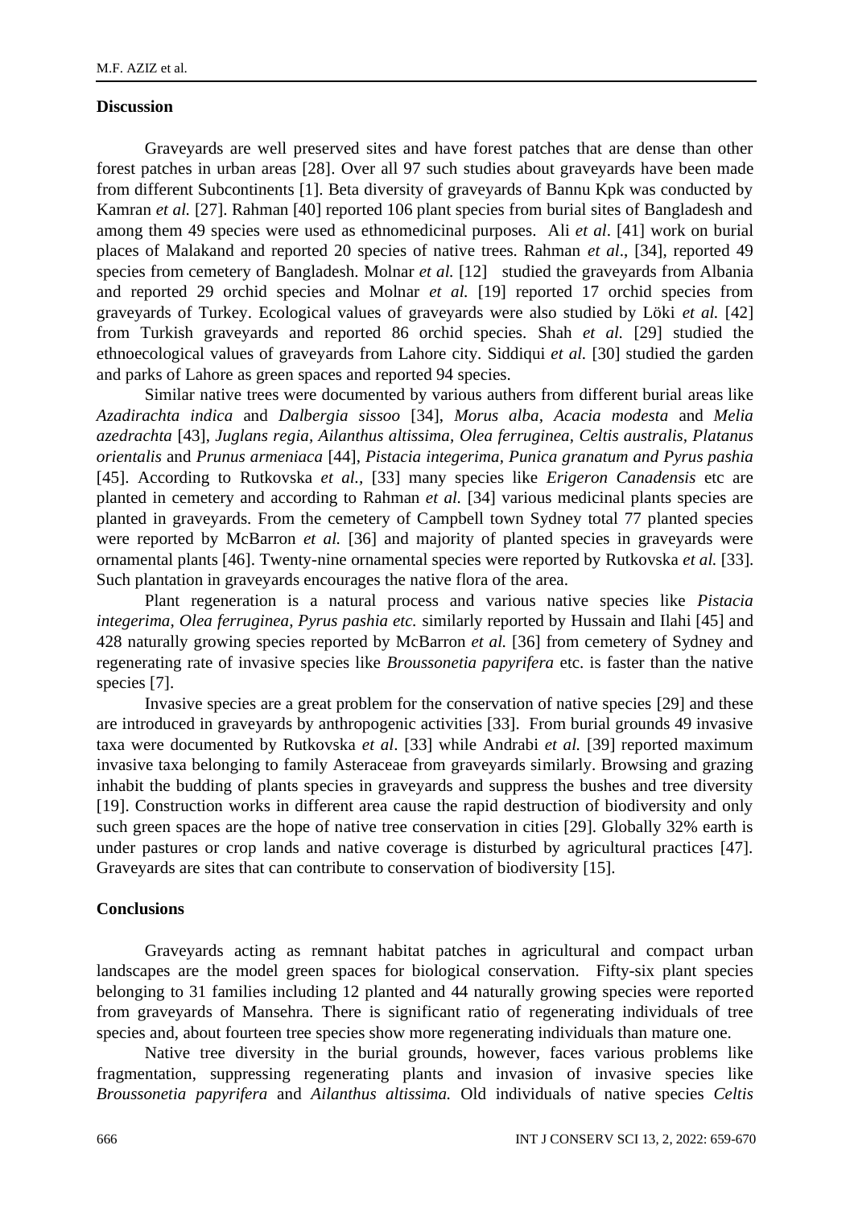## Discussion

Graveyards are well preserved sites and have forest patches that are dense than other forest patches in urban areas [28]. Over all 97 such studies about graveyards have been made from different Subcontinents [1]. Beta diversity of graveyards of Bannu Kpk was conducted by Kamran *et al.* [27]. Rahman [40] reported 106 plant species from burial sites of Bangladesh and among them 49 species were used as ethnomedicinal purposes. Ali *et al*. [41] work on burial places of Malakand and reported 20 species of native trees. Rahman *et al*., [34], reported 49 species from cemetery of Bangladesh. Molnar *et al.* [12] studied the graveyards from Albania and reported 29 orchid species and Molnar *et al.* [19] reported 17 orchid species from graveyards of Turkey. Ecological values of graveyards were also studied by Löki *et al.* [42] from Turkish graveyards and reported 86 orchid species. Shah *et al.* [29] studied the ethnoecological values of graveyards from Lahore city. Siddiqui *et al.* [30] studied the garden and parks of Lahore as green spaces and reported 94 species.

Similar native trees were documented by various authers from different burial areas like *Azadirachta indica* and *Dalbergia sissoo* [34], *Morus alba, Acacia modesta* and *Melia azedrachta* [43], *Juglans regia, Ailanthus altissima, Olea ferruginea, Celtis australis, Platanus orientalis* and *Prunus armeniaca* [44], *Pistacia integerima, Punica granatum and Pyrus pashia* [45]. According to Rutkovska *et al.,* [33] many species like *Erigeron Canadensis* etc are planted in cemetery and according to Rahman *et al.* [34] various medicinal plants species are planted in graveyards. From the cemetery of Campbell town Sydney total 77 planted species were reported by McBarron *et al.* [36] and majority of planted species in graveyards were ornamental plants [46]. Twenty-nine ornamental species were reported by Rutkovska *et al.* [33]. Such plantation in graveyards encourages the native flora of the area.

Plant regeneration is a natural process and various native species like *Pistacia integerima, Olea ferruginea, Pyrus pashia etc.* similarly reported by Hussain and Ilahi [45] and 428 naturally growing species reported by McBarron *et al.* [36] from cemetery of Sydney and regenerating rate of invasive species like *Broussonetia papyrifera* etc. is faster than the native species [7].

Invasive species are a great problem for the conservation of native species [29] and these are introduced in graveyards by anthropogenic activities [33]. From burial grounds 49 invasive taxa were documented by Rutkovska *et al*. [33] while Andrabi *et al.* [39] reported maximum invasive taxa belonging to family Asteraceae from graveyards similarly. Browsing and grazing inhabit the budding of plants species in graveyards and suppress the bushes and tree diversity [19]. Construction works in different area cause the rapid destruction of biodiversity and only such green spaces are the hope of native tree conservation in cities [29]. Globally 32% earth is under pastures or crop lands and native coverage is disturbed by agricultural practices [47]. Graveyards are sites that can contribute to conservation of biodiversity [15].

## Conclusions

Graveyards acting as remnant habitat patches in agricultural and compact urban landscapes are the model green spaces for biological conservation. Fifty-six plant species belonging to 31 families including 12 planted and 44 naturally growing species were reported from graveyards of Mansehra. There is significant ratio of regenerating individuals of tree species and, about fourteen tree species show more regenerating individuals than mature one.

Native tree diversity in the burial grounds, however, faces various problems like fragmentation, suppressing regenerating plants and invasion of invasive species like *Broussonetia papyrifera* and *Ailanthus altissima.* Old individuals of native species *Celtis*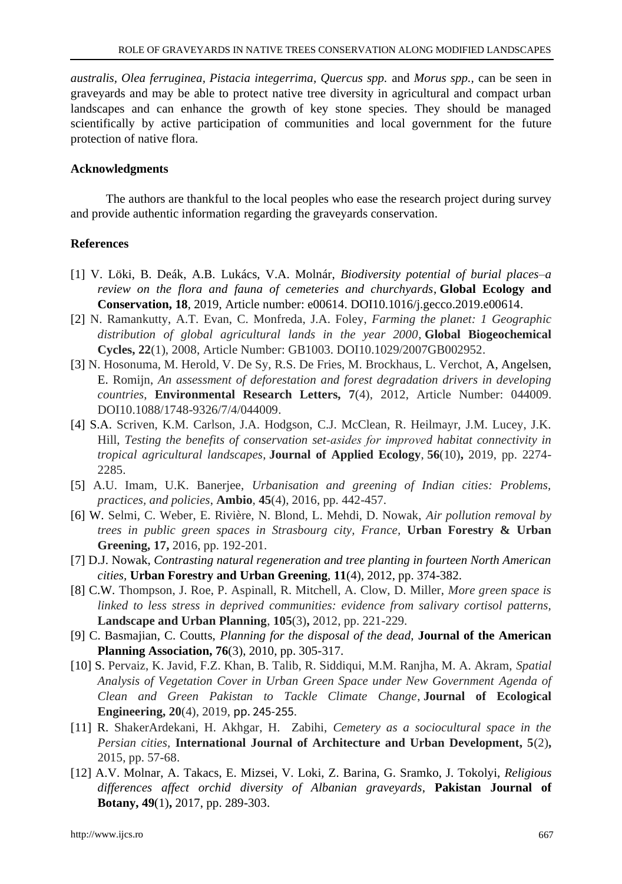*australis*, *Olea ferruginea*, *Pistacia integerrima*, *Quercus spp.* and *Morus spp.*, can be seen in graveyards and may be able to protect native tree diversity in agricultural and compact urban landscapes and can enhance the growth of key stone species. They should be managed scientifically by active participation of communities and local government for the future protection of native flora.

## Acknowledgments

The authors are thankful to the local peoples who ease the research project during survey and provide authentic information regarding the graveyards conservation.

## References

[1] V. Löki, B. Deák, A.B. Lukács, V.A. Molnár, *Biodiversity potential of burial places–a review on the flora and fauna of cemeteries and churchyards*, **Global Ecology and Conservation, 18**, 2019, Article number: e00614. DOI10.1016/j.gecco.2019.e00614.

[2] N. Ramankutty, A.T. Evan, C. Monfreda, J.A. Foley, *Farming the planet: 1 Geographic distribution of global agricultural lands in the year 2000*, **Global Biogeochemical Cycles, 22**(1), 2008, Article Number: GB1003. DOI10.1029/2007GB002952.

[3] N. Hosonuma, M. Herold, V. De Sy, R.S. De Fries, M. Brockhaus, L. Verchot, A, Angelsen, E. Romijn, *An assessment of deforestation and forest degradation drivers in developing countries*, **Environmental Research Letters, 7**(4), 2012, Article Number: 044009. DOI10.1088/1748-9326/7/4/044009.

[4] S.A. Scriven, K.M. Carlson, J.A. Hodgson, C.J. McClean, R. Heilmayr, J.M. Lucey, J.K. Hill, *Testing the benefits of conservation set‐asides for improved habitat connectivity in tropical agricultural landscapes*, **Journal of Applied Ecology**, **56**(10)**,** 2019, pp. 2274-2285.

[5] A.U. Imam, U.K. Banerjee, *Urbanisation and greening of Indian cities: Problems, practices, and policies*, **Ambio**, **45**(4), 2016, pp. 442-457.

[6] W. Selmi, C. Weber, E. Rivière, N. Blond, L. Mehdi, D. Nowak, *Air pollution removal by trees in public green spaces in Strasbourg city, France*, **Urban Forestry & Urban Greening, 17,** 2016, pp. 192-201.

[7] D.J. Nowak, *Contrasting natural regeneration and tree planting in fourteen North American cities*, **Urban Forestry and Urban Greening**, **11**(4), 2012, pp. 374-382.

[8] C.W. Thompson, J. Roe, P. Aspinall, R. Mitchell, A. Clow, D. Miller, *More green space is linked to less stress in deprived communities: evidence from salivary cortisol patterns*, **Landscape and Urban Planning**, **105**(3)**,** 2012, pp. 221-229.

[9] C. Basmajian, C. Coutts, *Planning for the disposal of the dead*, **Journal of the American Planning Association, 76**(3), 2010, pp. 305-317.

[10] S. Pervaiz, K. Javid, F.Z. Khan, B. Talib, R. Siddiqui, M.M. Ranjha, M. A. Akram, *Spatial Analysis of Vegetation Cover in Urban Green Space under New Government Agenda of Clean and Green Pakistan to Tackle Climate Change*, **Journal of Ecological Engineering, 20**(4), 2019, pp. 245-255.

[11] R. ShakerArdekani, H. Akhgar, H. Zabihi, *Cemetery as a sociocultural space in the Persian cities*, **International Journal of Architecture and Urban Development, 5**(2)**,** 2015, pp. 57-68.

[12] A.V. Molnar, A. Takacs, E. Mizsei, V. Loki, Z. Barina, G. Sramko, J. Tokolyi, *Religious differences affect orchid diversity of Albanian graveyards*, **Pakistan Journal of Botany, 49**(1)**,** 2017, pp. 289-303.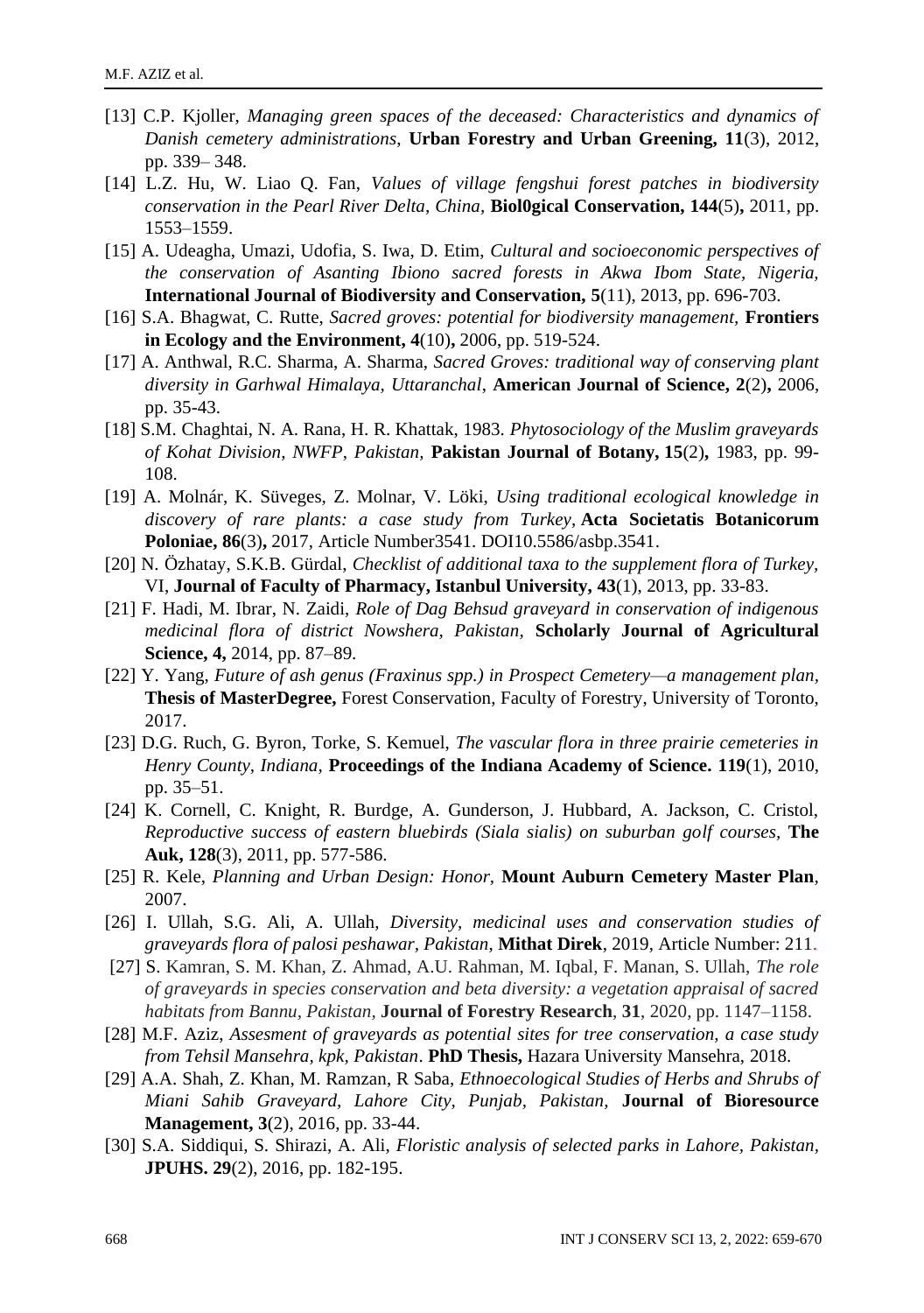[13] C.P. Kjoller, *Managing green spaces of the deceased: Characteristics and dynamics of Danish cemetery administrations*, **Urban Forestry and Urban Greening, 11**(3), 2012, pp. 339– 348.

[14] L.Z. Hu, W. Liao Q. Fan, *Values of village fengshui forest patches in biodiversity conservation in the Pearl River Delta, China*, **Biol0gical Conservation, 144**(5)**,** 2011, pp. 1553–1559.

[15] A. Udeagha, Umazi, Udofia, S. Iwa, D. Etim, *Cultural and socioeconomic perspectives of the conservation of Asanting Ibiono sacred forests in Akwa Ibom State, Nigeria,* **International Journal of Biodiversity and Conservation, 5**(11), 2013, pp. 696-703.

[16] S.A. Bhagwat, C. Rutte, *Sacred groves: potential for biodiversity management,* **Frontiers in Ecology and the Environment, 4**(10)**,** 2006, pp. 519-524.

[17] A. Anthwal, R.C. Sharma, A. Sharma, *Sacred Groves: traditional way of conserving plant diversity in Garhwal Himalaya, Uttaranchal*, **American Journal of Science, 2**(2)**,** 2006, pp. 35-43.

[18] S.M. Chaghtai, N. A. Rana, H. R. Khattak, 1983. *Phytosociology of the Muslim graveyards of Kohat Division, NWFP, Pakistan,* **Pakistan Journal of Botany, 15**(2)**,** 1983, pp. 99-108.

[19] A. Molnár, K. Süveges, Z. Molnar, V. Löki, *Using traditional ecological knowledge in discovery of rare plants: a case study from Turkey*, **Acta Societatis Botanicorum Poloniae, 86**(3)**,** 2017, Article Number3541. DOI10.5586/asbp.3541.

[20] N. Özhatay, S.K.B. Gürdal, *Checklist of additional taxa to the supplement flora of Turkey,* VI, **Journal of Faculty of Pharmacy, Istanbul University, 43**(1), 2013, pp. 33-83.

[21] F. Hadi, M. Ibrar, N. Zaidi, *Role of Dag Behsud graveyard in conservation of indigenous medicinal flora of district Nowshera, Pakistan,* **Scholarly Journal of Agricultural Science, 4,** 2014, pp. 87–89.

[22] Y. Yang, *Future of ash genus (Fraxinus spp.) in Prospect Cemetery—a management plan*, **Thesis of MasterDegree,** Forest Conservation, Faculty of Forestry, University of Toronto, 2017.

[23] D.G. Ruch, G. Byron, Torke, S. Kemuel, *The vascular flora in three prairie cemeteries in Henry County, Indiana,* **Proceedings of the Indiana Academy of Science. 119**(1), 2010, pp. 35–51.

[24] K. Cornell, C. Knight, R. Burdge, A. Gunderson, J. Hubbard, A. Jackson, C. Cristol, *Reproductive success of eastern bluebirds (Siala sialis) on suburban golf courses,* **The Auk, 128**(3), 2011, pp. 577-586.

[25] R. Kele, *Planning and Urban Design: Honor,* **Mount Auburn Cemetery Master Plan**, 2007.

[26] I. Ullah, S.G. Ali, A. Ullah, *Diversity, medicinal uses and conservation studies of graveyards flora of palosi peshawar, Pakistan*, **Mithat Direk**, 2019, Article Number: 211.

[27] S. Kamran, S. M. Khan, Z. Ahmad, A.U. Rahman, M. Iqbal, F. Manan, S. Ullah, *The role of graveyards in species conservation and beta diversity: a vegetation appraisal of sacred habitats from Bannu, Pakistan,* **Journal of Forestry Research**, **31**, 2020, pp. 1147–1158.

[28] M.F. Aziz, *Assesment of graveyards as potential sites for tree conservation, a case study from Tehsil Mansehra, kpk, Pakistan*. **PhD Thesis,** Hazara University Mansehra, 2018.

[29] A.A. Shah, Z. Khan, M. Ramzan, R Saba, *Ethnoecological Studies of Herbs and Shrubs of Miani Sahib Graveyard, Lahore City, Punjab, Pakistan,* **Journal of Bioresource Management, 3**(2), 2016, pp. 33-44.

[30] S.A. Siddiqui, S. Shirazi, A. Ali, *Floristic analysis of selected parks in Lahore, Pakistan,* **JPUHS. 29**(2), 2016, pp. 182-195.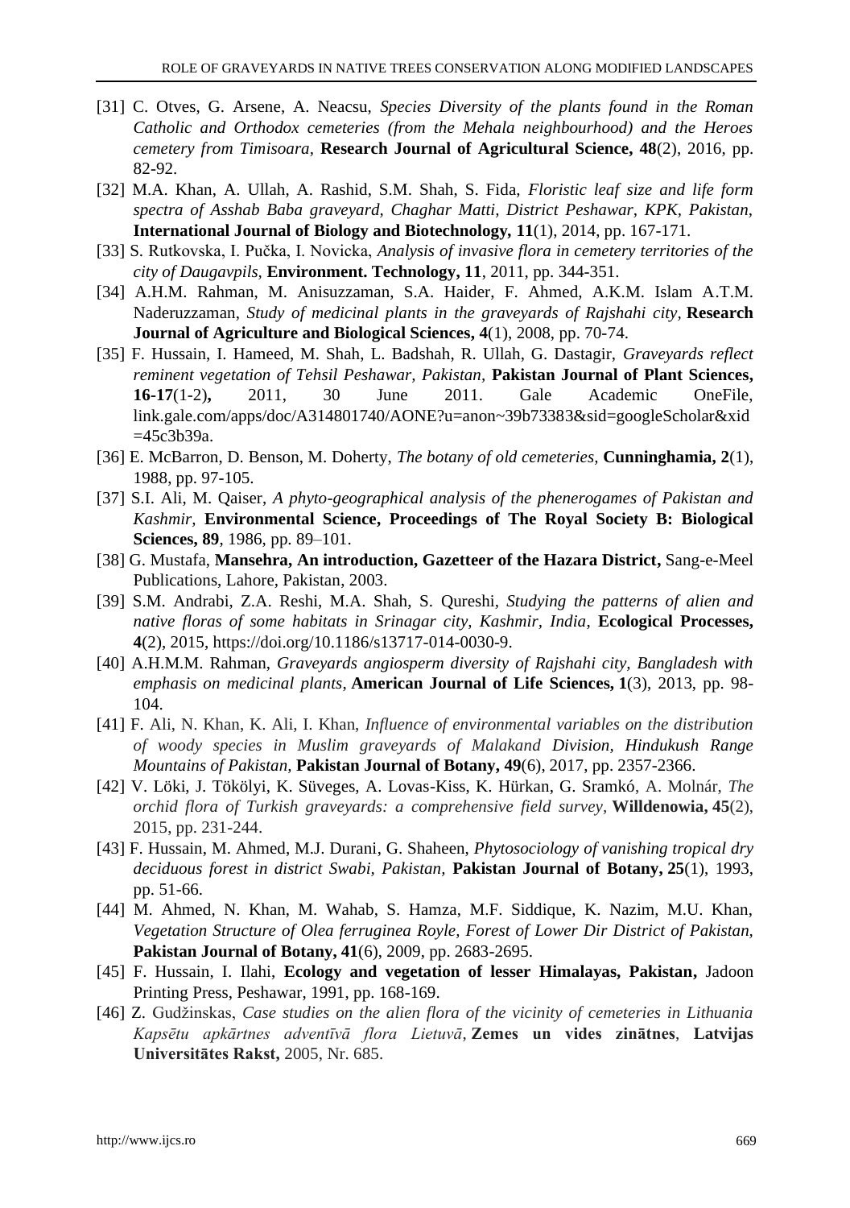[31] C. Otves, G. Arsene, A. Neacsu, *Species Diversity of the plants found in the Roman Catholic and Orthodox cemeteries (from the Mehala neighbourhood) and the Heroes cemetery from Timisoara,* **Research Journal of Agricultural Science, 48**(2), 2016, pp. 82-92.

[32] M.A. Khan, A. Ullah, A. Rashid, S.M. Shah, S. Fida, *Floristic leaf size and life form spectra of Asshab Baba graveyard, Chaghar Matti, District Peshawar, KPK, Pakistan,* **International Journal of Biology and Biotechnology, 11**(1), 2014, pp. 167-171.

[33] S. Rutkovska, I. Pučka, I. Novicka, *Analysis of invasive flora in cemetery territories of the city of Daugavpils,* **Environment. Technology, 11**, 2011, pp. 344-351.

[34] A.H.M. Rahman, M. Anisuzzaman, S.A. Haider, F. Ahmed, A.K.M. Islam A.T.M. Naderuzzaman, *Study of medicinal plants in the graveyards of Rajshahi city,* **Research Journal of Agriculture and Biological Sciences, 4**(1), 2008, pp. 70-74.

[35] F. Hussain, I. Hameed, M. Shah, L. Badshah, R. Ullah, G. Dastagir, *Graveyards reflect reminent vegetation of Tehsil Peshawar, Pakistan,* **Pakistan Journal of Plant Sciences, 16-17**(1-2)**,** 2011, 30 June 2011. Gale Academic OneFile, link.gale.com/apps/doc/A314801740/AONE?u=anon~39b73383&sid=googleScholar&xid=45c3b39a.

[36] E. McBarron, D. Benson, M. Doherty, *The botany of old cemeteries,* **Cunninghamia, 2**(1), 1988, pp. 97-105.

[37] S.I. Ali, M. Qaiser, *A phyto-geographical analysis of the phenerogames of Pakistan and Kashmir,* **Environmental Science, Proceedings of The Royal Society B: Biological Sciences, 89**, 1986, pp. 89–101.

[38] G. Mustafa, **Mansehra, An introduction, Gazetteer of the Hazara District,** Sang-e-Meel Publications, Lahore, Pakistan, 2003.

[39] S.M. Andrabi, Z.A. Reshi, M.A. Shah, S. Qureshi, *Studying the patterns of alien and native floras of some habitats in Srinagar city, Kashmir, India*, **Ecological Processes, 4**(2), 2015, https://doi.org/10.1186/s13717-014-0030-9.

[40] A.H.M.M. Rahman, *Graveyards angiosperm diversity of Rajshahi city, Bangladesh with emphasis on medicinal plants*, **American Journal of Life Sciences, 1**(3), 2013, pp. 98-104.

[41] F. Ali, N. Khan, K. Ali, I. Khan, *Influence of environmental variables on the distribution of woody species in Muslim graveyards of Malakand Division, Hindukush Range Mountains of Pakistan,* **Pakistan Journal of Botany, 49**(6), 2017, pp. 2357-2366.

[42] V. Löki, J. Tökölyi, K. Süveges, A. Lovas-Kiss, K. Hürkan, G. Sramkó, A. Molnár, *The orchid flora of Turkish graveyards: a comprehensive field survey,* **Willdenowia, 45**(2), 2015, pp. 231-244.

[43] F. Hussain, M. Ahmed, M.J. Durani, G. Shaheen, *Phytosociology of vanishing tropical dry deciduous forest in district Swabi, Pakistan,* **Pakistan Journal of Botany, 25**(1), 1993, pp. 51-66.

[44] M. Ahmed, N. Khan, M. Wahab, S. Hamza, M.F. Siddique, K. Nazim, M.U. Khan, *Vegetation Structure of Olea ferruginea Royle, Forest of Lower Dir District of Pakistan,* **Pakistan Journal of Botany, 41**(6), 2009, pp. 2683-2695.

[45] F. Hussain, I. Ilahi, **Ecology and vegetation of lesser Himalayas, Pakistan,** Jadoon Printing Press, Peshawar, 1991, pp. 168-169.

[46] Z. Gudžinskas, *Case studies on the alien flora of the vicinity of cemeteries in Lithuania Kapsētu apkārtnes adventīvā flora Lietuvā*, **Zemes un vides zinātnes**, **Latvijas Universitātes Rakst,** 2005, Nr. 685.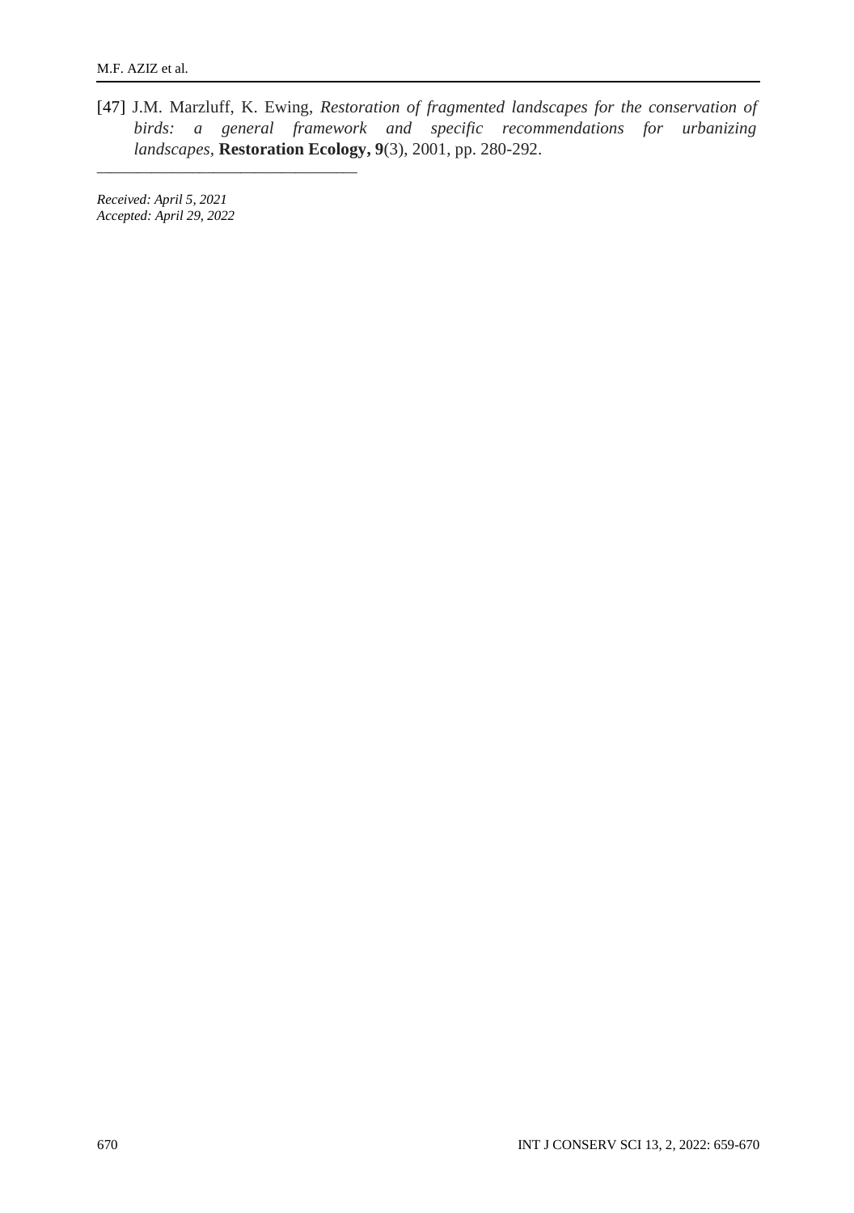[47] J.M. Marzluff, K. Ewing, *Restoration of fragmented landscapes for the conservation of birds: a general framework and specific recommendations for urbanizing landscapes*, **Restoration Ecology, 9**(3), 2001, pp. 280-292.

---

*Received: April 5, 2021*
*Accepted: April 29, 2022*